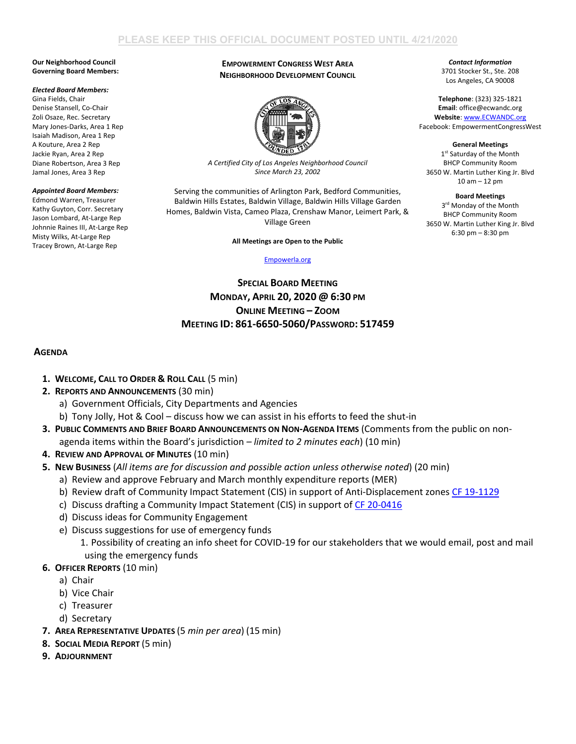PLEASE KEEP THIS OFFICIAL DOCUMENT POSTED UNTIL 4/21/2020

**Our Neighborhood Council Governing Board Members:**

***Elected Board Members:***
Gina Fields, Chair
Denise Stansell, Co-Chair
Zoli Osaze, Rec. Secretary
Mary Jones-Darks, Area 1 Rep
Isaiah Madison, Area 1 Rep
A Kouture, Area 2 Rep
Jackie Ryan, Area 2 Rep
Diane Robertson, Area 3 Rep
Jamal Jones, Area 3 Rep

***Appointed Board Members:***
Edmond Warren, Treasurer
Kathy Guyton, Corr. Secretary
Jason Lombard, At-Large Rep
Johnnie Raines III, At-Large Rep
Misty Wilks, At-Large Rep
Tracey Brown, At-Large Rep

**EMPOWERMENT CONGRESS WEST AREA NEIGHBORHOOD DEVELOPMENT COUNCIL**

*A Certified City of Los Angeles Neighborhood Council Since March 23, 2002*

Serving the communities of Arlington Park, Bedford Communities, Baldwin Hills Estates, Baldwin Village, Baldwin Hills Village Garden Homes, Baldwin Vista, Cameo Plaza, Crenshaw Manor, Leimert Park, & Village Green

**All Meetings are Open to the Public**

Empowerla.org

***Contact Information***
3701 Stocker St., Ste. 208
Los Angeles, CA 90008

**Telephone**: (323) 325-1821
**Email**: office@ecwandc.org
**Website**: www.ECWANDC.org
Facebook: EmpowermentCongressWest

**General Meetings**
1st Saturday of the Month
BHCP Community Room
3650 W. Martin Luther King Jr. Blvd
10 am – 12 pm

**Board Meetings**
3rd Monday of the Month
BHCP Community Room
3650 W. Martin Luther King Jr. Blvd
6:30 pm – 8:30 pm

## SPECIAL BOARD MEETING
## MONDAY, APRIL 20, 2020 @ 6:30 PM
## ONLINE MEETING – ZOOM
## MEETING ID: 861-6650-5060/PASSWORD: 517459

### AGENDA

1. **WELCOME, CALL TO ORDER & ROLL CALL** (5 min)
2. **REPORTS AND ANNOUNCEMENTS** (30 min)
   a) Government Officials, City Departments and Agencies
   b) Tony Jolly, Hot & Cool – discuss how we can assist in his efforts to feed the shut-in
3. **PUBLIC COMMENTS AND BRIEF BOARD ANNOUNCEMENTS ON NON-AGENDA ITEMS** (Comments from the public on non-agenda items within the Board's jurisdiction – *limited to 2 minutes each*) (10 min)
4. **REVIEW AND APPROVAL OF MINUTES** (10 min)
5. **NEW BUSINESS** (*All items are for discussion and possible action unless otherwise noted*) (20 min)
   a) Review and approve February and March monthly expenditure reports (MER)
   b) Review draft of Community Impact Statement (CIS) in support of Anti-Displacement zones CF 19-1129
   c) Discuss drafting a Community Impact Statement (CIS) in support of CF 20-0416
   d) Discuss ideas for Community Engagement
   e) Discuss suggestions for use of emergency funds
      1. Possibility of creating an info sheet for COVID-19 for our stakeholders that we would email, post and mail using the emergency funds
6. **OFFICER REPORTS** (10 min)
   a) Chair
   b) Vice Chair
   c) Treasurer
   d) Secretary
7. **AREA REPRESENTATIVE UPDATES** (*5 min per area*) (15 min)
8. **SOCIAL MEDIA REPORT** (5 min)
9. **ADJOURNMENT**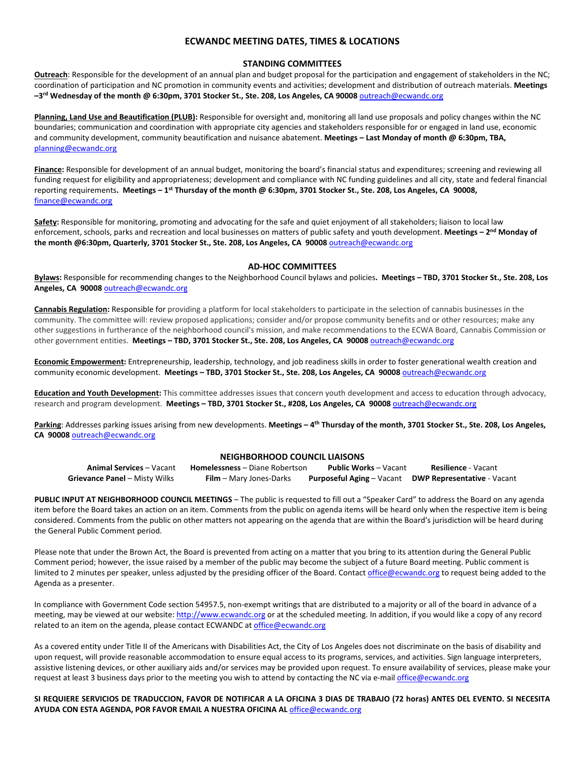# ECWANDC MEETING DATES, TIMES & LOCATIONS

## STANDING COMMITTEES

**Outreach**: Responsible for the development of an annual plan and budget proposal for the participation and engagement of stakeholders in the NC; coordination of participation and NC promotion in community events and activities; development and distribution of outreach materials. **Meetings –3rd Wednesday of the month @ 6:30pm, 3701 Stocker St., Ste. 208, Los Angeles, CA 90008** outreach@ecwandc.org

**Planning, Land Use and Beautification (PLUB):** Responsible for oversight and, monitoring all land use proposals and policy changes within the NC boundaries; communication and coordination with appropriate city agencies and stakeholders responsible for or engaged in land use, economic and community development, community beautification and nuisance abatement. **Meetings – Last Monday of month @ 6:30pm, TBA,** planning@ecwandc.org

**Finance:** Responsible for development of an annual budget, monitoring the board's financial status and expenditures; screening and reviewing all funding request for eligibility and appropriateness; development and compliance with NC funding guidelines and all city, state and federal financial reporting requirements**. Meetings – 1st Thursday of the month @ 6:30pm, 3701 Stocker St., Ste. 208, Los Angeles, CA 90008,** finance@ecwandc.org

**Safety:** Responsible for monitoring, promoting and advocating for the safe and quiet enjoyment of all stakeholders; liaison to local law enforcement, schools, parks and recreation and local businesses on matters of public safety and youth development. **Meetings – 2nd Monday of the month @6:30pm, Quarterly, 3701 Stocker St., Ste. 208, Los Angeles, CA 90008** outreach@ecwandc.org

## AD-HOC COMMITTEES

**Bylaws:** Responsible for recommending changes to the Neighborhood Council bylaws and policies**. Meetings – TBD, 3701 Stocker St., Ste. 208, Los Angeles, CA 90008** outreach@ecwandc.org

**Cannabis Regulation:** Responsible for providing a platform for local stakeholders to participate in the selection of cannabis businesses in the community. The committee will: review proposed applications; consider and/or propose community benefits and or other resources; make any other suggestions in furtherance of the neighborhood council's mission, and make recommendations to the ECWA Board, Cannabis Commission or other government entities. **Meetings – TBD, 3701 Stocker St., Ste. 208, Los Angeles, CA 90008** outreach@ecwandc.org

**Economic Empowerment:** Entrepreneurship, leadership, technology, and job readiness skills in order to foster generational wealth creation and community economic development. **Meetings – TBD, 3701 Stocker St., Ste. 208, Los Angeles, CA 90008** outreach@ecwandc.org

**Education and Youth Development:** This committee addresses issues that concern youth development and access to education through advocacy, research and program development. **Meetings – TBD, 3701 Stocker St., #208, Los Angeles, CA 90008** outreach@ecwandc.org

**Parking**: Addresses parking issues arising from new developments. **Meetings – 4th Thursday of the month, 3701 Stocker St., Ste. 208, Los Angeles, CA 90008** outreach@ecwandc.org

## NEIGHBORHOOD COUNCIL LIAISONS

| | | | |
|---|---|---|---|
| **Animal Services** – Vacant | **Homelessness** – Diane Robertson | **Public Works** – Vacant | **Resilience** - Vacant |
| **Grievance Panel** – Misty Wilks | **Film** – Mary Jones-Darks | **Purposeful Aging** – Vacant | **DWP Representative** - Vacant |

**PUBLIC INPUT AT NEIGHBORHOOD COUNCIL MEETINGS** – The public is requested to fill out a "Speaker Card" to address the Board on any agenda item before the Board takes an action on an item. Comments from the public on agenda items will be heard only when the respective item is being considered. Comments from the public on other matters not appearing on the agenda that are within the Board's jurisdiction will be heard during the General Public Comment period.

Please note that under the Brown Act, the Board is prevented from acting on a matter that you bring to its attention during the General Public Comment period; however, the issue raised by a member of the public may become the subject of a future Board meeting. Public comment is limited to 2 minutes per speaker, unless adjusted by the presiding officer of the Board. Contact office@ecwandc.org to request being added to the Agenda as a presenter.

In compliance with Government Code section 54957.5, non-exempt writings that are distributed to a majority or all of the board in advance of a meeting, may be viewed at our website: http://www.ecwandc.org or at the scheduled meeting. In addition, if you would like a copy of any record related to an item on the agenda, please contact ECWANDC at office@ecwandc.org

As a covered entity under Title II of the Americans with Disabilities Act, the City of Los Angeles does not discriminate on the basis of disability and upon request, will provide reasonable accommodation to ensure equal access to its programs, services, and activities. Sign language interpreters, assistive listening devices, or other auxiliary aids and/or services may be provided upon request. To ensure availability of services, please make your request at least 3 business days prior to the meeting you wish to attend by contacting the NC via e-mail office@ecwandc.org

**SI REQUIERE SERVICIOS DE TRADUCCION, FAVOR DE NOTIFICAR A LA OFICINA 3 DIAS DE TRABAJO (72 horas) ANTES DEL EVENTO. SI NECESITA AYUDA CON ESTA AGENDA, POR FAVOR EMAIL A NUESTRA OFICINA AL** office@ecwandc.org